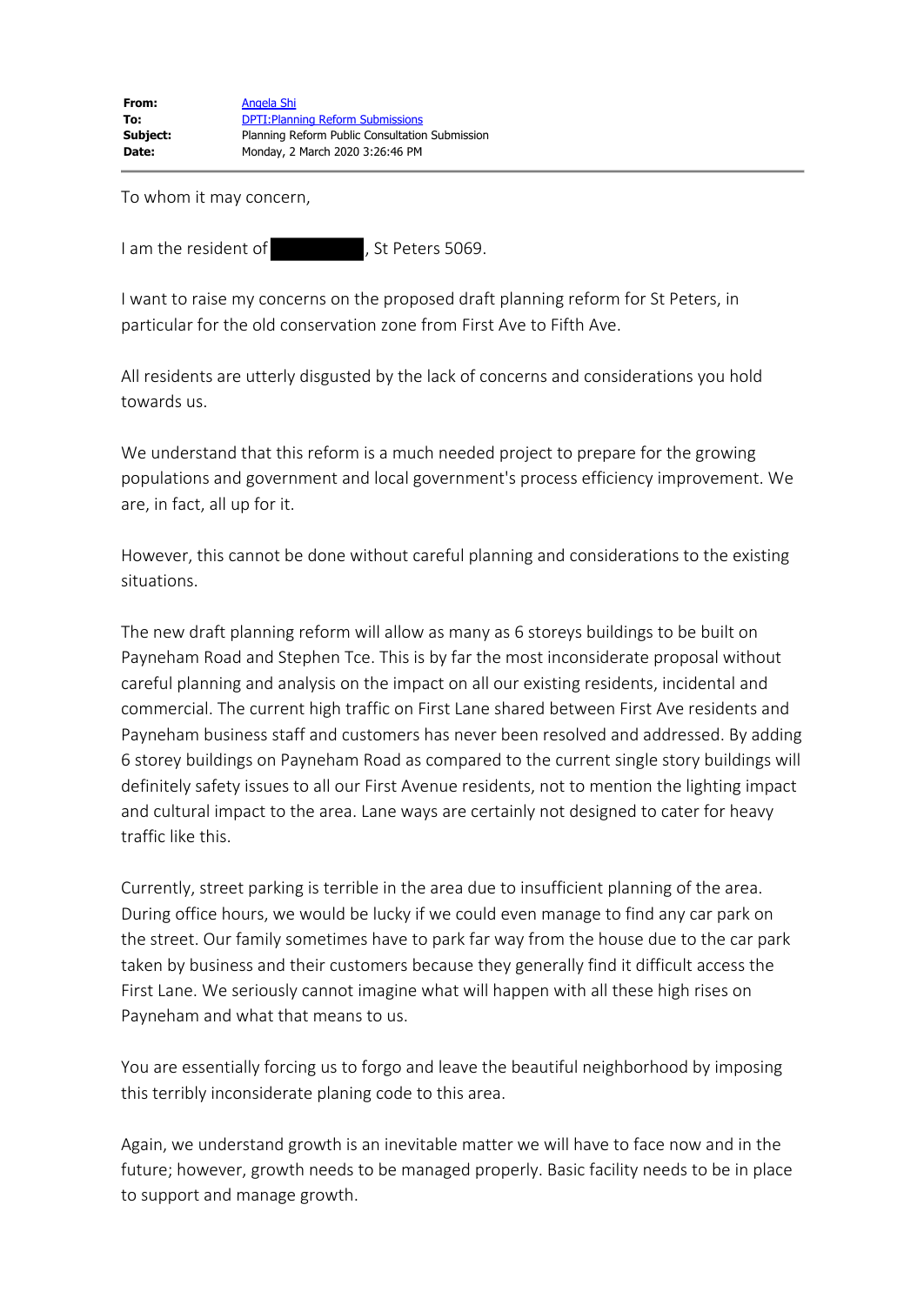**From:** Angela Shi
**To:** DPTI:Planning Reform Submissions
**Subject:** Planning Reform Public Consultation Submission
**Date:** Monday, 2 March 2020 3:26:46 PM

---

To whom it may concern,

I am the resident of [redacted], St Peters 5069.

I want to raise my concerns on the proposed draft planning reform for St Peters, in particular for the old conservation zone from First Ave to Fifth Ave.

All residents are utterly disgusted by the lack of concerns and considerations you hold towards us.

We understand that this reform is a much needed project to prepare for the growing populations and government and local government's process efficiency improvement. We are, in fact, all up for it.

However, this cannot be done without careful planning and considerations to the existing situations.

The new draft planning reform will allow as many as 6 storeys buildings to be built on Payneham Road and Stephen Tce. This is by far the most inconsiderate proposal without careful planning and analysis on the impact on all our existing residents, incidental and commercial. The current high traffic on First Lane shared between First Ave residents and Payneham business staff and customers has never been resolved and addressed. By adding 6 storey buildings on Payneham Road as compared to the current single story buildings will definitely safety issues to all our First Avenue residents, not to mention the lighting impact and cultural impact to the area. Lane ways are certainly not designed to cater for heavy traffic like this.

Currently, street parking is terrible in the area due to insufficient planning of the area. During office hours, we would be lucky if we could even manage to find any car park on the street. Our family sometimes have to park far way from the house due to the car park taken by business and their customers because they generally find it difficult access the First Lane. We seriously cannot imagine what will happen with all these high rises on Payneham and what that means to us.

You are essentially forcing us to forgo and leave the beautiful neighborhood by imposing this terribly inconsiderate planing code to this area.

Again, we understand growth is an inevitable matter we will have to face now and in the future; however, growth needs to be managed properly. Basic facility needs to be in place to support and manage growth.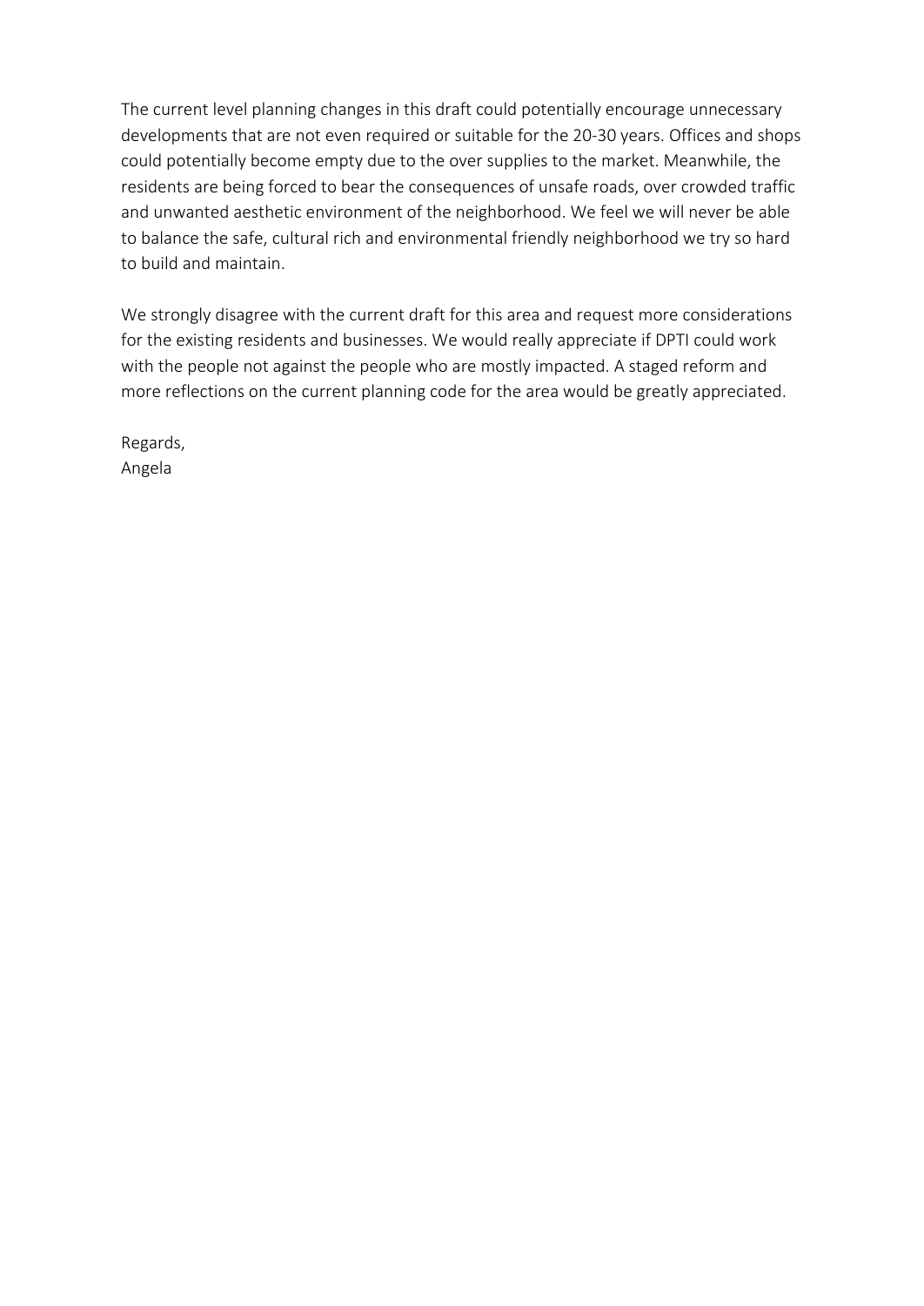The current level planning changes in this draft could potentially encourage unnecessary developments that are not even required or suitable for the 20-30 years. Offices and shops could potentially become empty due to the over supplies to the market. Meanwhile, the residents are being forced to bear the consequences of unsafe roads, over crowded traffic and unwanted aesthetic environment of the neighborhood. We feel we will never be able to balance the safe, cultural rich and environmental friendly neighborhood we try so hard to build and maintain.

We strongly disagree with the current draft for this area and request more considerations for the existing residents and businesses. We would really appreciate if DPTI could work with the people not against the people who are mostly impacted. A staged reform and more reflections on the current planning code for the area would be greatly appreciated.

Regards,
Angela